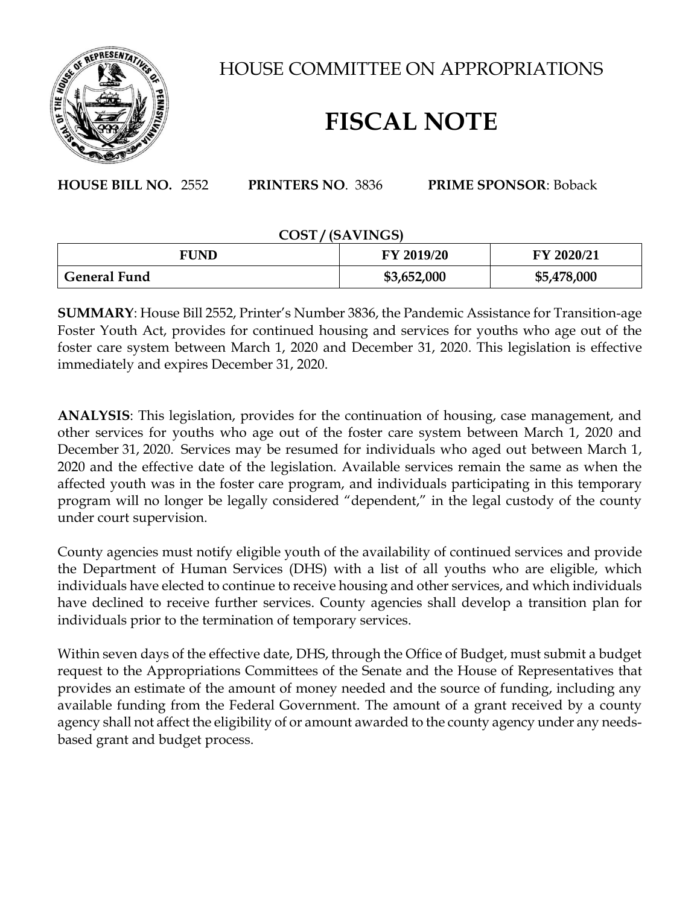# HOUSE COMMITTEE ON APPROPRIATIONS

# FISCAL NOTE

**HOUSE BILL NO.** 2552 **PRINTERS NO**. 3836 **PRIME SPONSOR**: Boback

**COST / (SAVINGS)**

| FUND | FY 2019/20 | FY 2020/21 |
|---|---|---|
| **General Fund** | **\$3,652,000** | **\$5,478,000** |

**SUMMARY**: House Bill 2552, Printer's Number 3836, the Pandemic Assistance for Transition-age Foster Youth Act, provides for continued housing and services for youths who age out of the foster care system between March 1, 2020 and December 31, 2020. This legislation is effective immediately and expires December 31, 2020.

**ANALYSIS**: This legislation, provides for the continuation of housing, case management, and other services for youths who age out of the foster care system between March 1, 2020 and December 31, 2020. Services may be resumed for individuals who aged out between March 1, 2020 and the effective date of the legislation. Available services remain the same as when the affected youth was in the foster care program, and individuals participating in this temporary program will no longer be legally considered "dependent," in the legal custody of the county under court supervision.

County agencies must notify eligible youth of the availability of continued services and provide the Department of Human Services (DHS) with a list of all youths who are eligible, which individuals have elected to continue to receive housing and other services, and which individuals have declined to receive further services. County agencies shall develop a transition plan for individuals prior to the termination of temporary services.

Within seven days of the effective date, DHS, through the Office of Budget, must submit a budget request to the Appropriations Committees of the Senate and the House of Representatives that provides an estimate of the amount of money needed and the source of funding, including any available funding from the Federal Government. The amount of a grant received by a county agency shall not affect the eligibility of or amount awarded to the county agency under any needs-based grant and budget process.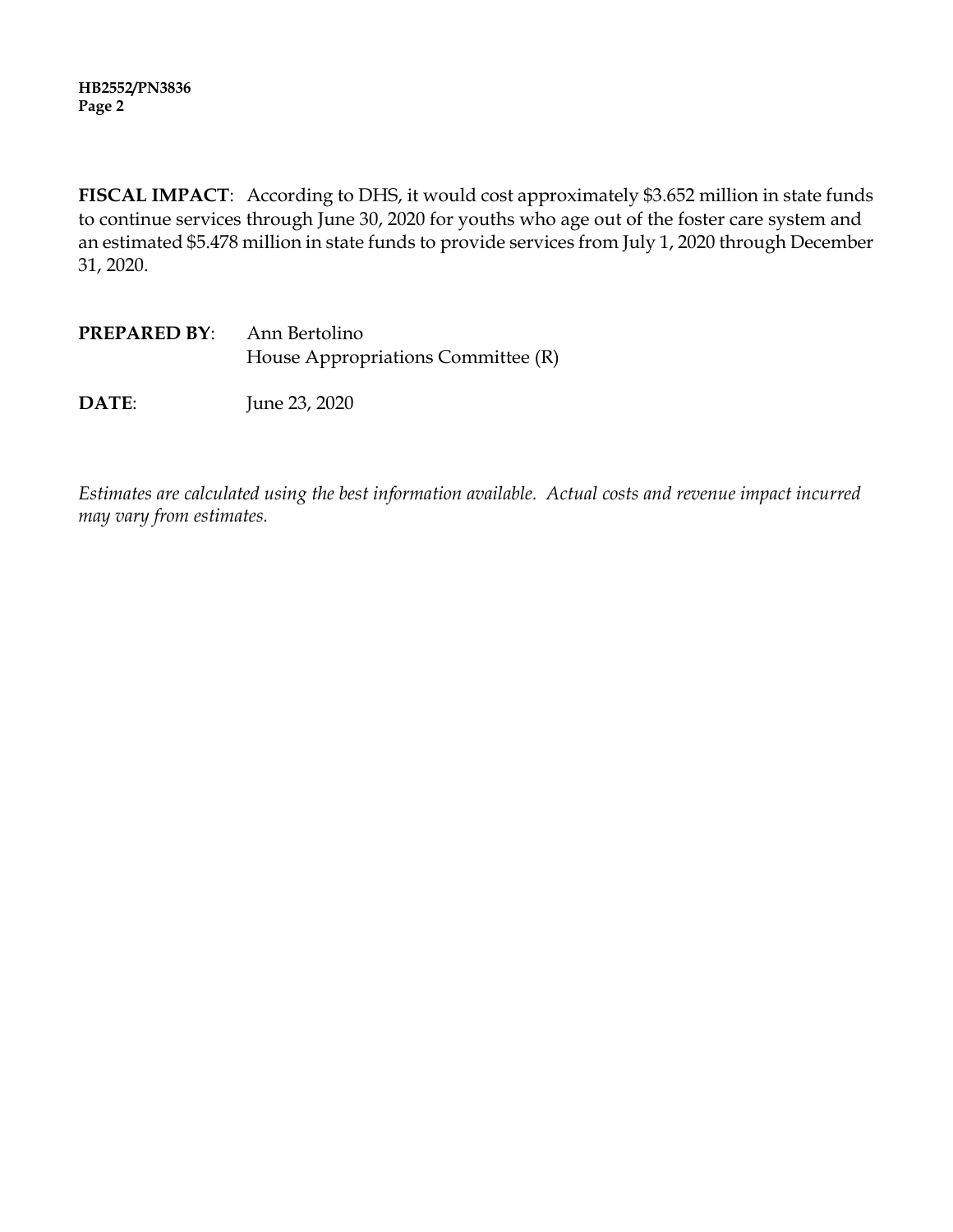**FISCAL IMPACT**: According to DHS, it would cost approximately $3.652 million in state funds to continue services through June 30, 2020 for youths who age out of the foster care system and an estimated $5.478 million in state funds to provide services from July 1, 2020 through December 31, 2020.

**PREPARED BY**: Ann Bertolino
House Appropriations Committee (R)

**DATE**: June 23, 2020

*Estimates are calculated using the best information available. Actual costs and revenue impact incurred may vary from estimates.*